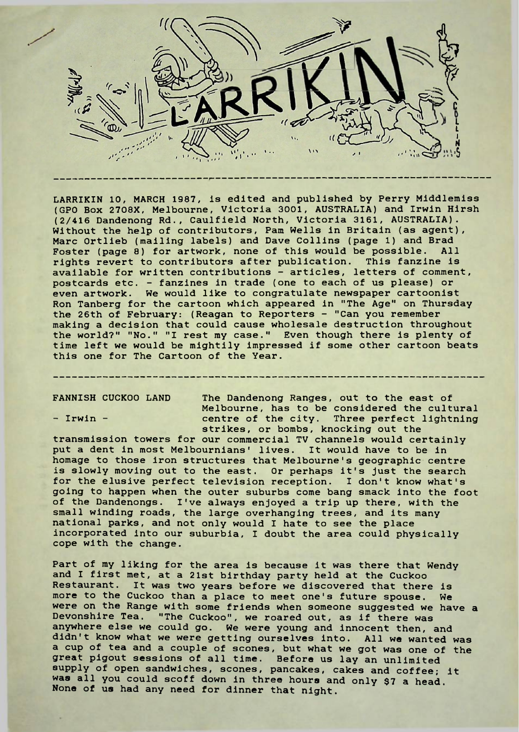# LARRIKIN

LARRIKIN 10, MARCH 1987, is edited and published by Perry Middlemiss (GPO Box 2708X, Melbourne, Victoria 3001, AUSTRALIA) and Irwin Hirsh (2/416 Dandenong Rd., Caulfield North, Victoria 3161, AUSTRALIA). Without the help of contributors, Pam Wells in Britain (as agent), Marc Ortlieb (mailing labels) and Dave Collins (page 1) and Brad Foster (page 8) for artwork, none of this would be possible. All rights revert to contributors after publication. This fanzine is available for written contributions - articles, letters of comment, postcards etc. - fanzines in trade (one to each of us please) or even artwork. We would like to congratulate newspaper cartoonist Ron Tanberg for the cartoon which appeared in "The Age" on Thursday the 26th of February: (Reagan to Reporters - "Can you remember making a decision that could cause wholesale destruction throughout the world?" "No." "I rest my case." Even though there is plenty of time left we would be mightily impressed if some other cartoon beats this one for The Cartoon of the Year.

---

## FANNISH CUCKOO LAND

- Irwin -

The Dandenong Ranges, out to the east of Melbourne, has to be considered the cultural centre of the city. Three perfect lightning strikes, or bombs, knocking out the transmission towers for our commercial TV channels would certainly put a dent in most Melbournians' lives. It would have to be in homage to those iron structures that Melbourne's geographic centre is slowly moving out to the east. Or perhaps it's just the search for the elusive perfect television reception. I don't know what's going to happen when the outer suburbs come bang smack into the foot of the Dandenongs. I've always enjoyed a trip up there, with the small winding roads, the large overhanging trees, and its many national parks, and not only would I hate to see the place incorporated into our suburbia, I doubt the area could physically cope with the change.

Part of my liking for the area is because it was there that Wendy and I first met, at a 21st birthday party held at the Cuckoo Restaurant. It was two years before we discovered that there is more to the Cuckoo than a place to meet one's future spouse. We were on the Range with some friends when someone suggested we have a Devonshire Tea. "The Cuckoo", we roared out, as if there was anywhere else we could go. We were young and innocent then, and didn't know what we were getting ourselves into. All we wanted was a cup of tea and a couple of scones, but what we got was one of the great pigout sessions of all time. Before us lay an unlimited supply of open sandwiches, scones, pancakes, cakes and coffee; it was all you could scoff down in three hours and only $7 a head. None of us had any need for dinner that night.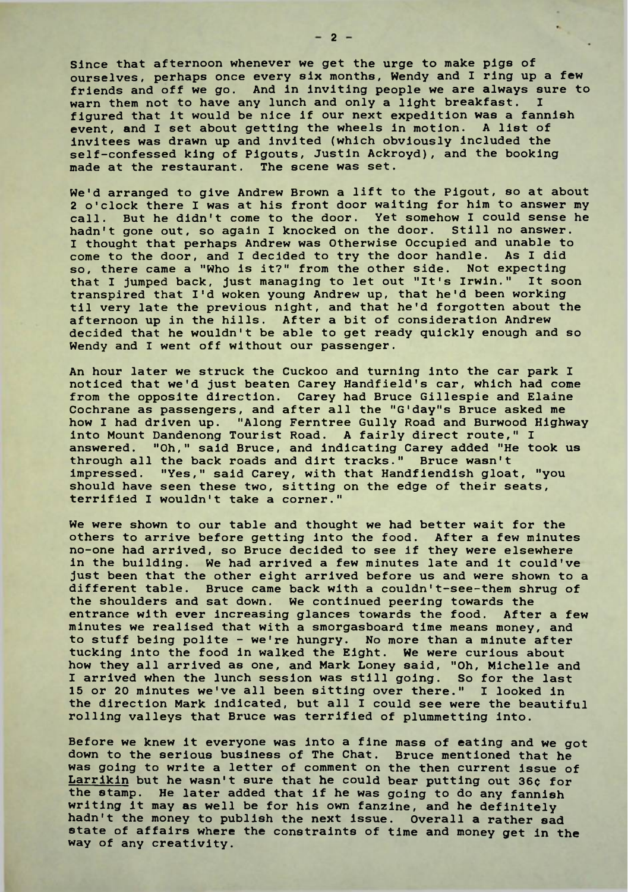Since that afternoon whenever we get the urge to make pigs of ourselves, perhaps once every six months, Wendy and I ring up a few friends and off we go. And in inviting people we are always sure to warn them not to have any lunch and only a light breakfast. I figured that it would be nice if our next expedition was a fannish event, and I set about getting the wheels in motion. A list of invitees was drawn up and invited (which obviously included the self-confessed king of Pigouts, Justin Ackroyd), and the booking made at the restaurant. The scene was set.

We'd arranged to give Andrew Brown a lift to the Pigout, so at about 2 o'clock there I was at his front door waiting for him to answer my call. But he didn't come to the door. Yet somehow I could sense he hadn't gone out, so again I knocked on the door. Still no answer. I thought that perhaps Andrew was Otherwise Occupied and unable to come to the door, and I decided to try the door handle. As I did so, there came a "Who is it?" from the other side. Not expecting that I jumped back, just managing to let out "It's Irwin." It soon transpired that I'd woken young Andrew up, that he'd been working til very late the previous night, and that he'd forgotten about the afternoon up in the hills. After a bit of consideration Andrew decided that he wouldn't be able to get ready quickly enough and so Wendy and I went off without our passenger.

An hour later we struck the Cuckoo and turning into the car park I noticed that we'd just beaten Carey Handfield's car, which had come from the opposite direction. Carey had Bruce Gillespie and Elaine Cochrane as passengers, and after all the "G'day"s Bruce asked me how I had driven up. "Along Ferntree Gully Road and Burwood Highway into Mount Dandenong Tourist Road. A fairly direct route," I answered. "Oh," said Bruce, and indicating Carey added "He took us through all the back roads and dirt tracks." Bruce wasn't impressed. "Yes," said Carey, with that Handfiendish gloat, "you should have seen these two, sitting on the edge of their seats, terrified I wouldn't take a corner."

We were shown to our table and thought we had better wait for the others to arrive before getting into the food. After a few minutes no-one had arrived, so Bruce decided to see if they were elsewhere in the building. We had arrived a few minutes late and it could've just been that the other eight arrived before us and were shown to a different table. Bruce came back with a couldn't-see-them shrug of the shoulders and sat down. We continued peering towards the entrance with ever increasing glances towards the food. After a few minutes we realised that with a smorgasboard time means money, and to stuff being polite - we're hungry. No more than a minute after tucking into the food in walked the Eight. We were curious about how they all arrived as one, and Mark Loney said, "Oh, Michelle and I arrived when the lunch session was still going. So for the last 15 or 20 minutes we've all been sitting over there." I looked in the direction Mark indicated, but all I could see were the beautiful rolling valleys that Bruce was terrified of plummetting into.

Before we knew it everyone was into a fine mass of eating and we got down to the serious business of The Chat. Bruce mentioned that he was going to write a letter of comment on the then current issue of <u>Larrikin</u> but he wasn't sure that he could bear putting out 36¢ for the stamp. He later added that if he was going to do any fannish writing it may as well be for his own fanzine, and he definitely hadn't the money to publish the next issue. Overall a rather sad state of affairs where the constraints of time and money get in the way of any creativity.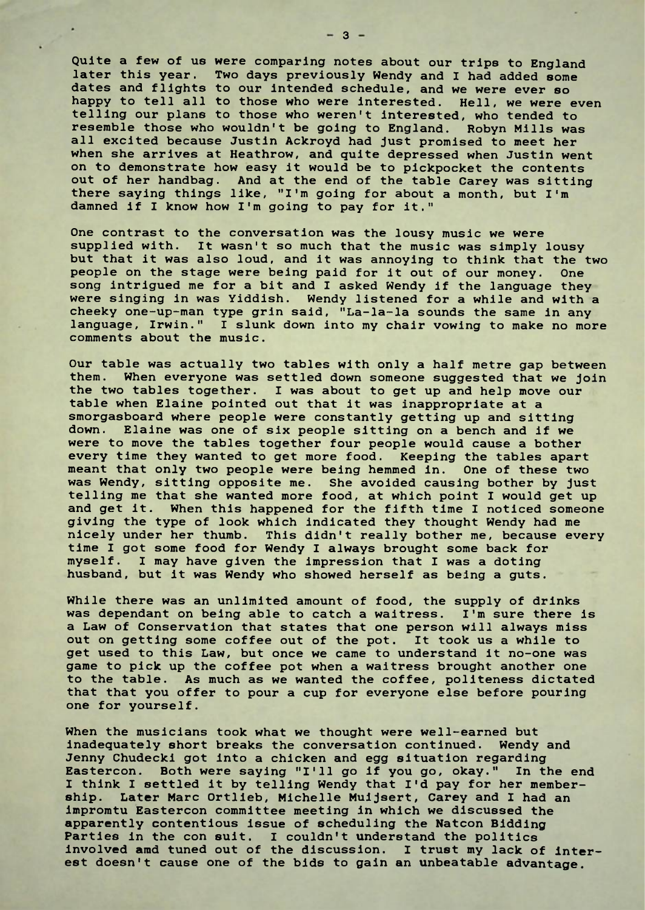Quite a few of us were comparing notes about our trips to England later this year. Two days previously Wendy and I had added some dates and flights to our intended schedule, and we were ever so happy to tell all to those who were interested. Hell, we were even telling our plans to those who weren't interested, who tended to resemble those who wouldn't be going to England. Robyn Mills was all excited because Justin Ackroyd had just promised to meet her when she arrives at Heathrow, and quite depressed when Justin went on to demonstrate how easy it would be to pickpocket the contents out of her handbag. And at the end of the table Carey was sitting there saying things like, "I'm going for about a month, but I'm damned if I know how I'm going to pay for it."

One contrast to the conversation was the lousy music we were supplied with. It wasn't so much that the music was simply lousy but that it was also loud, and it was annoying to think that the two people on the stage were being paid for it out of our money. One song intrigued me for a bit and I asked Wendy if the language they were singing in was Yiddish. Wendy listened for a while and with a cheeky one-up-man type grin said, "La-la-la sounds the same in any language, Irwin." I slunk down into my chair vowing to make no more comments about the music.

Our table was actually two tables with only a half metre gap between them. When everyone was settled down someone suggested that we join the two tables together. I was about to get up and help move our table when Elaine pointed out that it was inappropriate at a smorgasboard where people were constantly getting up and sitting down. Elaine was one of six people sitting on a bench and if we were to move the tables together four people would cause a bother every time they wanted to get more food. Keeping the tables apart meant that only two people were being hemmed in. One of these two was Wendy, sitting opposite me. She avoided causing bother by just telling me that she wanted more food, at which point I would get up and get it. When this happened for the fifth time I noticed someone giving the type of look which indicated they thought Wendy had me nicely under her thumb. This didn't really bother me, because every time I got some food for Wendy I always brought some back for myself. I may have given the impression that I was a doting husband, but it was Wendy who showed herself as being a guts.

While there was an unlimited amount of food, the supply of drinks was dependant on being able to catch a waitress. I'm sure there is a Law of Conservation that states that one person will always miss out on getting some coffee out of the pot. It took us a while to get used to this Law, but once we came to understand it no-one was game to pick up the coffee pot when a waitress brought another one to the table. As much as we wanted the coffee, politeness dictated that that you offer to pour a cup for everyone else before pouring one for yourself.

When the musicians took what we thought were well-earned but inadequately short breaks the conversation continued. Wendy and Jenny Chudecki got into a chicken and egg situation regarding Eastercon. Both were saying "I'll go if you go, okay." In the end I think I settled it by telling Wendy that I'd pay for her membership. Later Marc Ortlieb, Michelle Muijsert, Carey and I had an impromtu Eastercon committee meeting in which we discussed the apparently contentious issue of scheduling the Natcon Bidding Parties in the con suit. I couldn't understand the politics involved amd tuned out of the discussion. I trust my lack of interest doesn't cause one of the bids to gain an unbeatable advantage.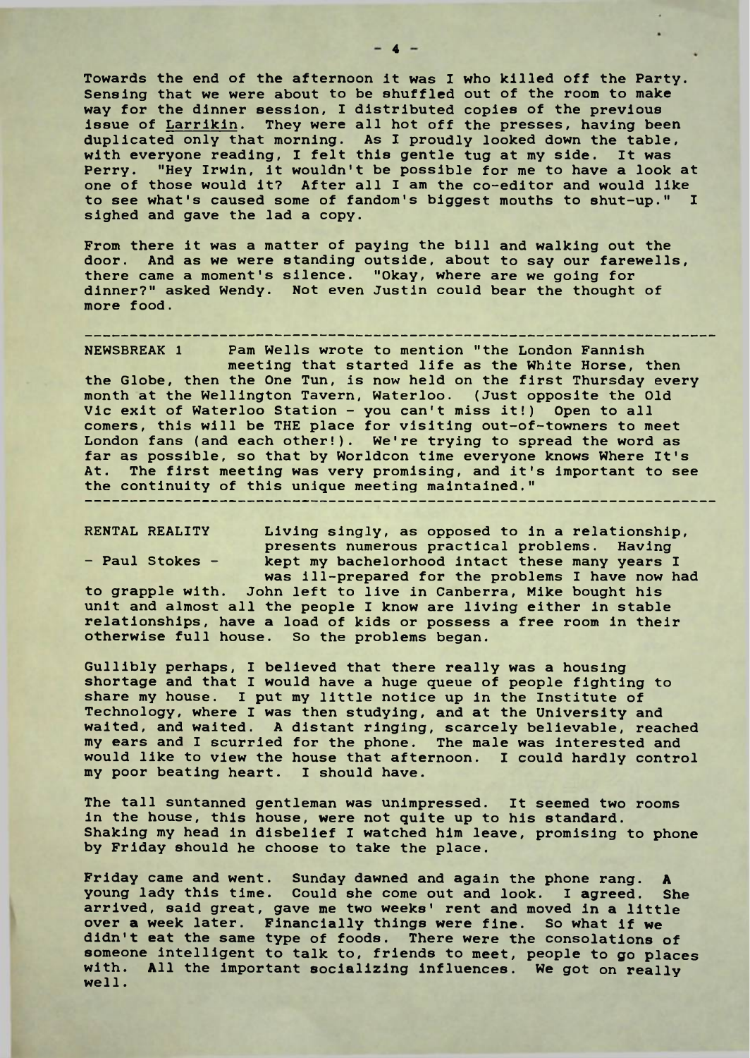Towards the end of the afternoon it was I who killed off the Party. Sensing that we were about to be shuffled out of the room to make way for the dinner session, I distributed copies of the previous issue of Larrikin. They were all hot off the presses, having been duplicated only that morning. As I proudly looked down the table, with everyone reading, I felt this gentle tug at my side. It was Perry. "Hey Irwin, it wouldn't be possible for me to have a look at one of those would it? After all I am the co-editor and would like to see what's caused some of fandom's biggest mouths to shut-up." I sighed and gave the lad a copy.

From there it was a matter of paying the bill and walking out the door. And as we were standing outside, about to say our farewells, there came a moment's silence. "Okay, where are we going for dinner?" asked Wendy. Not even Justin could bear the thought of more food.

---

NEWSBREAK 1 Pam Wells wrote to mention "the London Fannish meeting that started life as the White Horse, then the Globe, then the One Tun, is now held on the first Thursday every month at the Wellington Tavern, Waterloo. (Just opposite the Old Vic exit of Waterloo Station - you can't miss it!) Open to all comers, this will be THE place for visiting out-of-towners to meet London fans (and each other!). We're trying to spread the word as far as possible, so that by Worldcon time everyone knows Where It's At. The first meeting was very promising, and it's important to see the continuity of this unique meeting maintained."

---

RENTAL REALITY

- Paul Stokes -

Living singly, as opposed to in a relationship, presents numerous practical problems. Having kept my bachelorhood intact these many years I was ill-prepared for the problems I have now had to grapple with. John left to live in Canberra, Mike bought his unit and almost all the people I know are living either in stable relationships, have a load of kids or possess a free room in their otherwise full house. So the problems began.

Gullibly perhaps, I believed that there really was a housing shortage and that I would have a huge queue of people fighting to share my house. I put my little notice up in the Institute of Technology, where I was then studying, and at the University and waited, and waited. A distant ringing, scarcely believable, reached my ears and I scurried for the phone. The male was interested and would like to view the house that afternoon. I could hardly control my poor beating heart. I should have.

The tall suntanned gentleman was unimpressed. It seemed two rooms in the house, this house, were not quite up to his standard. Shaking my head in disbelief I watched him leave, promising to phone by Friday should he choose to take the place.

Friday came and went. Sunday dawned and again the phone rang. A young lady this time. Could she come out and look. I agreed. She arrived, said great, gave me two weeks' rent and moved in a little over a week later. Financially things were fine. So what if we didn't eat the same type of foods. There were the consolations of someone intelligent to talk to, friends to meet, people to go places with. All the important socializing influences. We got on really well.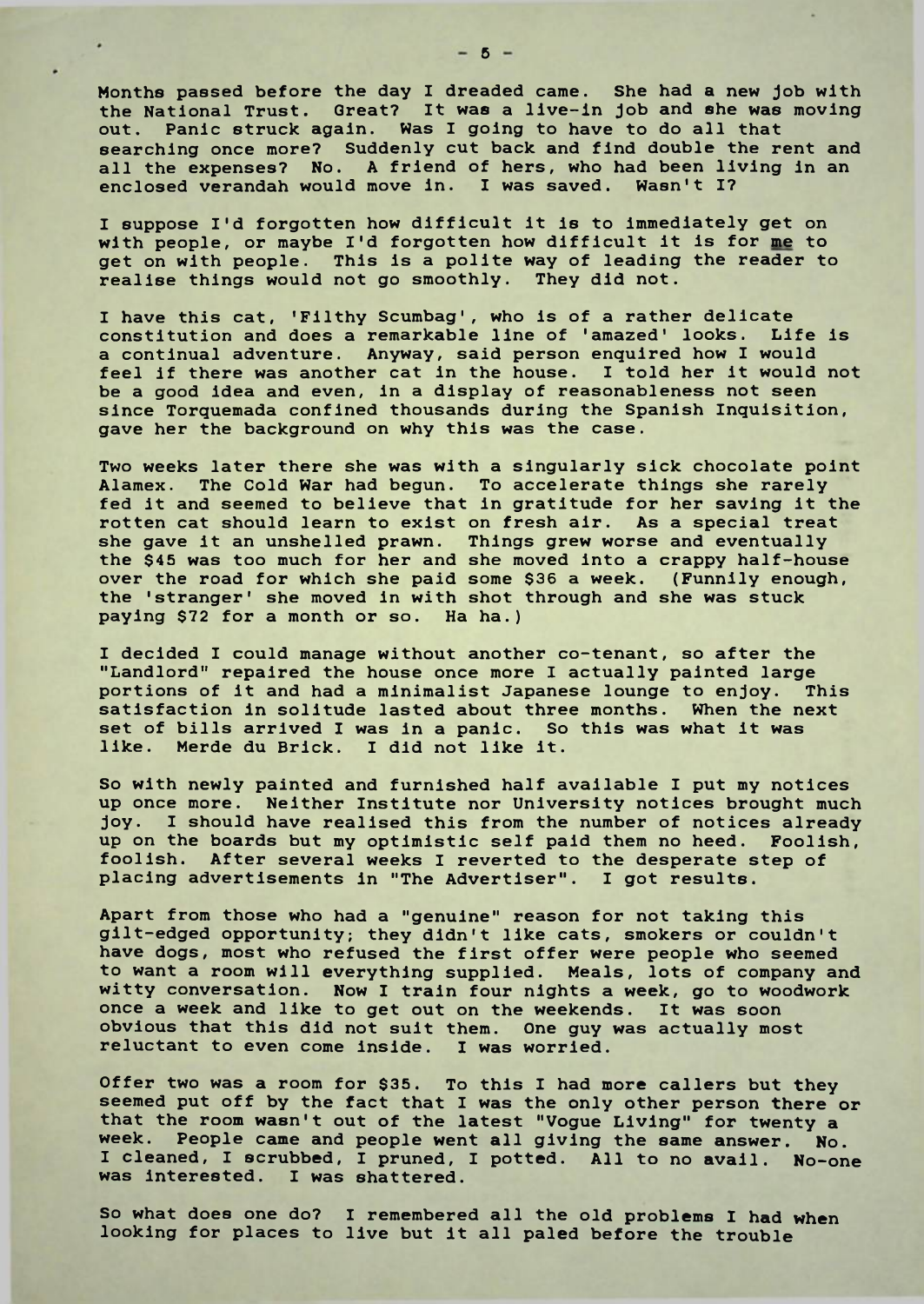Months passed before the day I dreaded came. She had a new job with the National Trust. Great? It was a live-in job and she was moving out. Panic struck again. Was I going to have to do all that searching once more? Suddenly cut back and find double the rent and all the expenses? No. A friend of hers, who had been living in an enclosed verandah would move in. I was saved. Wasn't I?

I suppose I'd forgotten how difficult it is to immediately get on with people, or maybe I'd forgotten how difficult it is for <u>me</u> to get on with people. This is a polite way of leading the reader to realise things would not go smoothly. They did not.

I have this cat, 'Filthy Scumbag', who is of a rather delicate constitution and does a remarkable line of 'amazed' looks. Life is a continual adventure. Anyway, said person enquired how I would feel if there was another cat in the house. I told her it would not be a good idea and even, in a display of reasonableness not seen since Torquemada confined thousands during the Spanish Inquisition, gave her the background on why this was the case.

Two weeks later there she was with a singularly sick chocolate point Alamex. The Cold War had begun. To accelerate things she rarely fed it and seemed to believe that in gratitude for her saving it the rotten cat should learn to exist on fresh air. As a special treat she gave it an unshelled prawn. Things grew worse and eventually the $45 was too much for her and she moved into a crappy half-house over the road for which she paid some $36 a week. (Funnily enough, the 'stranger' she moved in with shot through and she was stuck paying $72 for a month or so. Ha ha.)

I decided I could manage without another co-tenant, so after the "Landlord" repaired the house once more I actually painted large portions of it and had a minimalist Japanese lounge to enjoy. This satisfaction in solitude lasted about three months. When the next set of bills arrived I was in a panic. So this was what it was like. Merde du Brick. I did not like it.

So with newly painted and furnished half available I put my notices up once more. Neither Institute nor University notices brought much joy. I should have realised this from the number of notices already up on the boards but my optimistic self paid them no heed. Foolish, foolish. After several weeks I reverted to the desperate step of placing advertisements in "The Advertiser". I got results.

Apart from those who had a "genuine" reason for not taking this gilt-edged opportunity; they didn't like cats, smokers or couldn't have dogs, most who refused the first offer were people who seemed to want a room will everything supplied. Meals, lots of company and witty conversation. Now I train four nights a week, go to woodwork once a week and like to get out on the weekends. It was soon obvious that this did not suit them. One guy was actually most reluctant to even come inside. I was worried.

Offer two was a room for $35. To this I had more callers but they seemed put off by the fact that I was the only other person there or that the room wasn't out of the latest "Vogue Living" for twenty a week. People came and people went all giving the same answer. No. I cleaned, I scrubbed, I pruned, I potted. All to no avail. No-one was interested. I was shattered.

So what does one do? I remembered all the old problems I had when looking for places to live but it all paled before the trouble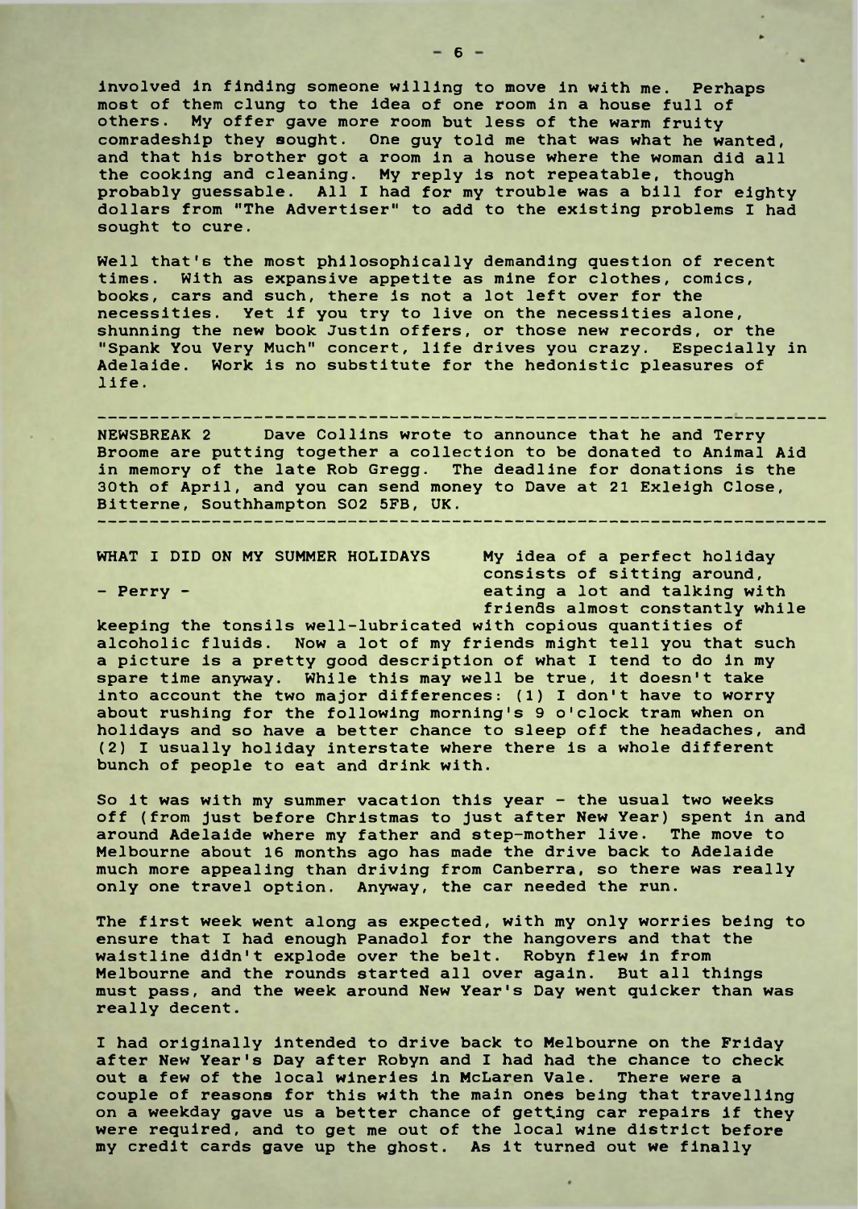involved in finding someone willing to move in with me. Perhaps most of them clung to the idea of one room in a house full of others. My offer gave more room but less of the warm fruity comradeship they sought. One guy told me that was what he wanted, and that his brother got a room in a house where the woman did all the cooking and cleaning. My reply is not repeatable, though probably guessable. All I had for my trouble was a bill for eighty dollars from "The Advertiser" to add to the existing problems I had sought to cure.

Well that's the most philosophically demanding question of recent times. With as expansive appetite as mine for clothes, comics, books, cars and such, there is not a lot left over for the necessities. Yet if you try to live on the necessities alone, shunning the new book Justin offers, or those new records, or the "Spank You Very Much" concert, life drives you crazy. Especially in Adelaide. Work is no substitute for the hedonistic pleasures of life.

---

NEWSBREAK 2 Dave Collins wrote to announce that he and Terry Broome are putting together a collection to be donated to Animal Aid in memory of the late Rob Gregg. The deadline for donations is the 30th of April, and you can send money to Dave at 21 Exleigh Close, Bitterne, Southhampton SO2 5FB, UK.

---

WHAT I DID ON MY SUMMER HOLIDAYS

- Perry -

My idea of a perfect holiday consists of sitting around, eating a lot and talking with friends almost constantly while keeping the tonsils well-lubricated with copious quantities of alcoholic fluids. Now a lot of my friends might tell you that such a picture is a pretty good description of what I tend to do in my spare time anyway. While this may well be true, it doesn't take into account the two major differences: (1) I don't have to worry about rushing for the following morning's 9 o'clock tram when on holidays and so have a better chance to sleep off the headaches, and (2) I usually holiday interstate where there is a whole different bunch of people to eat and drink with.

So it was with my summer vacation this year - the usual two weeks off (from just before Christmas to just after New Year) spent in and around Adelaide where my father and step-mother live. The move to Melbourne about 16 months ago has made the drive back to Adelaide much more appealing than driving from Canberra, so there was really only one travel option. Anyway, the car needed the run.

The first week went along as expected, with my only worries being to ensure that I had enough Panadol for the hangovers and that the waistline didn't explode over the belt. Robyn flew in from Melbourne and the rounds started all over again. But all things must pass, and the week around New Year's Day went quicker than was really decent.

I had originally intended to drive back to Melbourne on the Friday after New Year's Day after Robyn and I had had the chance to check out a few of the local wineries in McLaren Vale. There were a couple of reasons for this with the main ones being that travelling on a weekday gave us a better chance of getting car repairs if they were required, and to get me out of the local wine district before my credit cards gave up the ghost. As it turned out we finally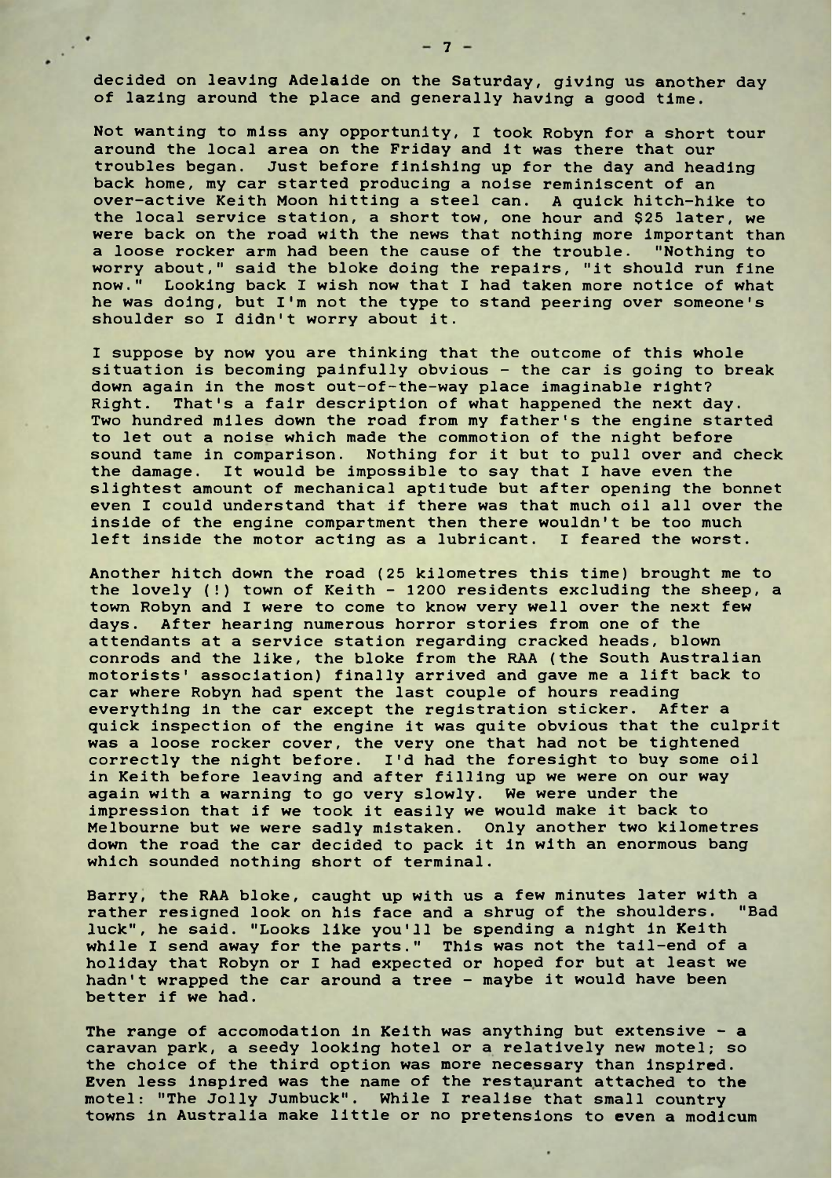decided on leaving Adelaide on the Saturday, giving us another day of lazing around the place and generally having a good time.

Not wanting to miss any opportunity, I took Robyn for a short tour around the local area on the Friday and it was there that our troubles began. Just before finishing up for the day and heading back home, my car started producing a noise reminiscent of an over-active Keith Moon hitting a steel can. A quick hitch-hike to the local service station, a short tow, one hour and $25 later, we were back on the road with the news that nothing more important than a loose rocker arm had been the cause of the trouble. "Nothing to worry about," said the bloke doing the repairs, "it should run fine now." Looking back I wish now that I had taken more notice of what he was doing, but I'm not the type to stand peering over someone's shoulder so I didn't worry about it.

I suppose by now you are thinking that the outcome of this whole situation is becoming painfully obvious - the car is going to break down again in the most out-of-the-way place imaginable right? Right. That's a fair description of what happened the next day. Two hundred miles down the road from my father's the engine started to let out a noise which made the commotion of the night before sound tame in comparison. Nothing for it but to pull over and check the damage. It would be impossible to say that I have even the slightest amount of mechanical aptitude but after opening the bonnet even I could understand that if there was that much oil all over the inside of the engine compartment then there wouldn't be too much left inside the motor acting as a lubricant. I feared the worst.

Another hitch down the road (25 kilometres this time) brought me to the lovely (!) town of Keith - 1200 residents excluding the sheep, a town Robyn and I were to come to know very well over the next few days. After hearing numerous horror stories from one of the attendants at a service station regarding cracked heads, blown conrods and the like, the bloke from the RAA (the South Australian motorists' association) finally arrived and gave me a lift back to car where Robyn had spent the last couple of hours reading everything in the car except the registration sticker. After a quick inspection of the engine it was quite obvious that the culprit was a loose rocker cover, the very one that had not be tightened correctly the night before. I'd had the foresight to buy some oil in Keith before leaving and after filling up we were on our way again with a warning to go very slowly. We were under the impression that if we took it easily we would make it back to Melbourne but we were sadly mistaken. Only another two kilometres down the road the car decided to pack it in with an enormous bang which sounded nothing short of terminal.

Barry, the RAA bloke, caught up with us a few minutes later with a rather resigned look on his face and a shrug of the shoulders. "Bad luck", he said. "Looks like you'll be spending a night in Keith while I send away for the parts." This was not the tail-end of a holiday that Robyn or I had expected or hoped for but at least we hadn't wrapped the car around a tree - maybe it would have been better if we had.

The range of accomodation in Keith was anything but extensive - a caravan park, a seedy looking hotel or a relatively new motel; so the choice of the third option was more necessary than inspired. Even less inspired was the name of the restaurant attached to the motel: "The Jolly Jumbuck". While I realise that small country towns in Australia make little or no pretensions to even a modicum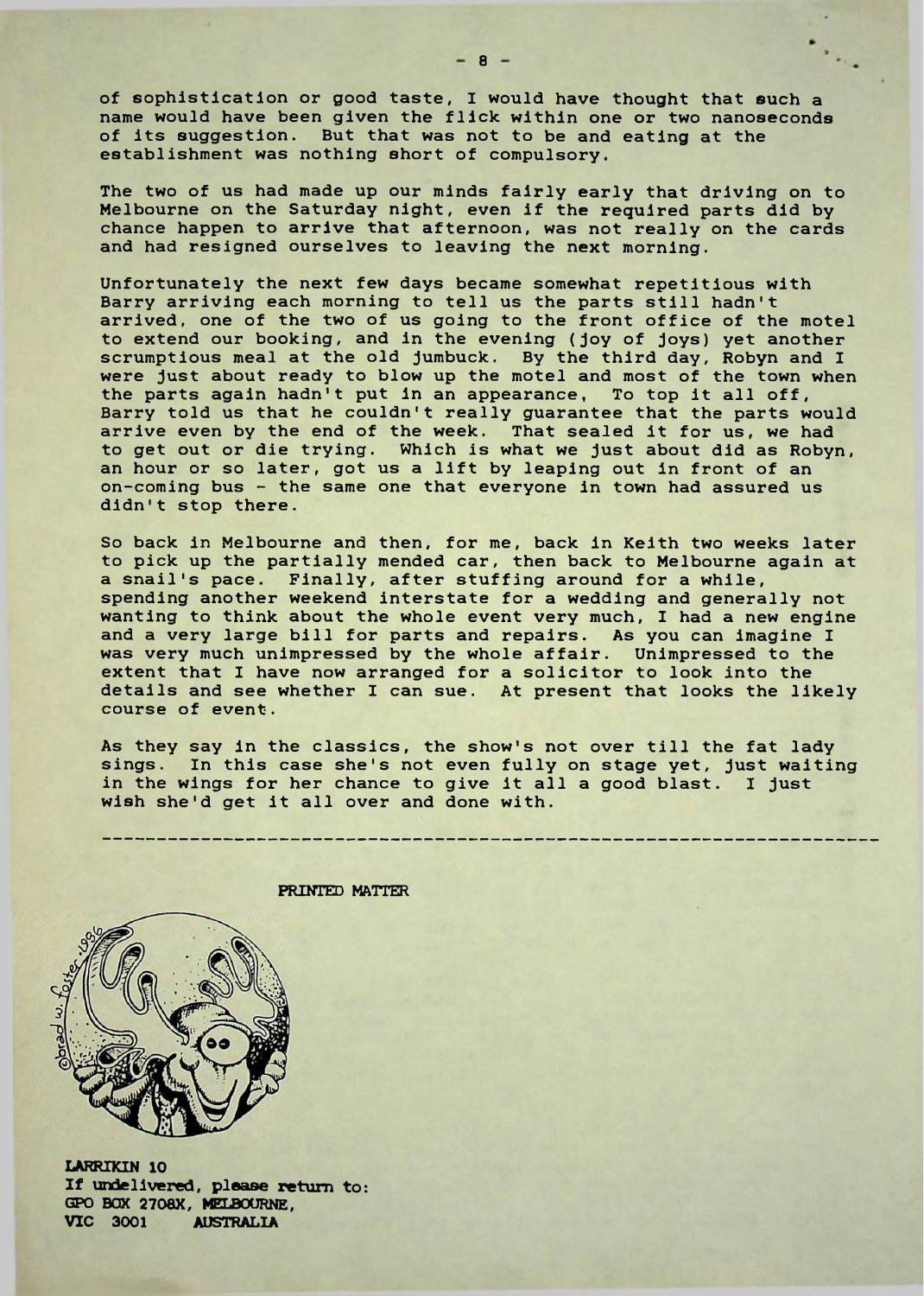of sophistication or good taste, I would have thought that such a name would have been given the flick within one or two nanoseconds of its suggestion. But that was not to be and eating at the establishment was nothing short of compulsory.

The two of us had made up our minds fairly early that driving on to Melbourne on the Saturday night, even if the required parts did by chance happen to arrive that afternoon, was not really on the cards and had resigned ourselves to leaving the next morning.

Unfortunately the next few days became somewhat repetitious with Barry arriving each morning to tell us the parts still hadn't arrived, one of the two of us going to the front office of the motel to extend our booking, and in the evening (joy of joys) yet another scrumptious meal at the old jumbuck. By the third day, Robyn and I were just about ready to blow up the motel and most of the town when the parts again hadn't put in an appearance, To top it all off, Barry told us that he couldn't really guarantee that the parts would arrive even by the end of the week. That sealed it for us, we had to get out or die trying. Which is what we just about did as Robyn, an hour or so later, got us a lift by leaping out in front of an on-coming bus - the same one that everyone in town had assured us didn't stop there.

So back in Melbourne and then, for me, back in Keith two weeks later to pick up the partially mended car, then back to Melbourne again at a snail's pace. Finally, after stuffing around for a while, spending another weekend interstate for a wedding and generally not wanting to think about the whole event very much, I had a new engine and a very large bill for parts and repairs. As you can imagine I was very much unimpressed by the whole affair. Unimpressed to the extent that I have now arranged for a solicitor to look into the details and see whether I can sue. At present that looks the likely course of event.

As they say in the classics, the show's not over till the fat lady sings. In this case she's not even fully on stage yet, just waiting in the wings for her chance to give it all a good blast. I just wish she'd get it all over and done with.

---

PRINTED MATTER

©brad w. foster ·1996

**LARRIKIN 10**
**If undelivered, please return to:**
**GPO BOX 2708X, MELBOURNE,**
**VIC 3001 AUSTRALIA**